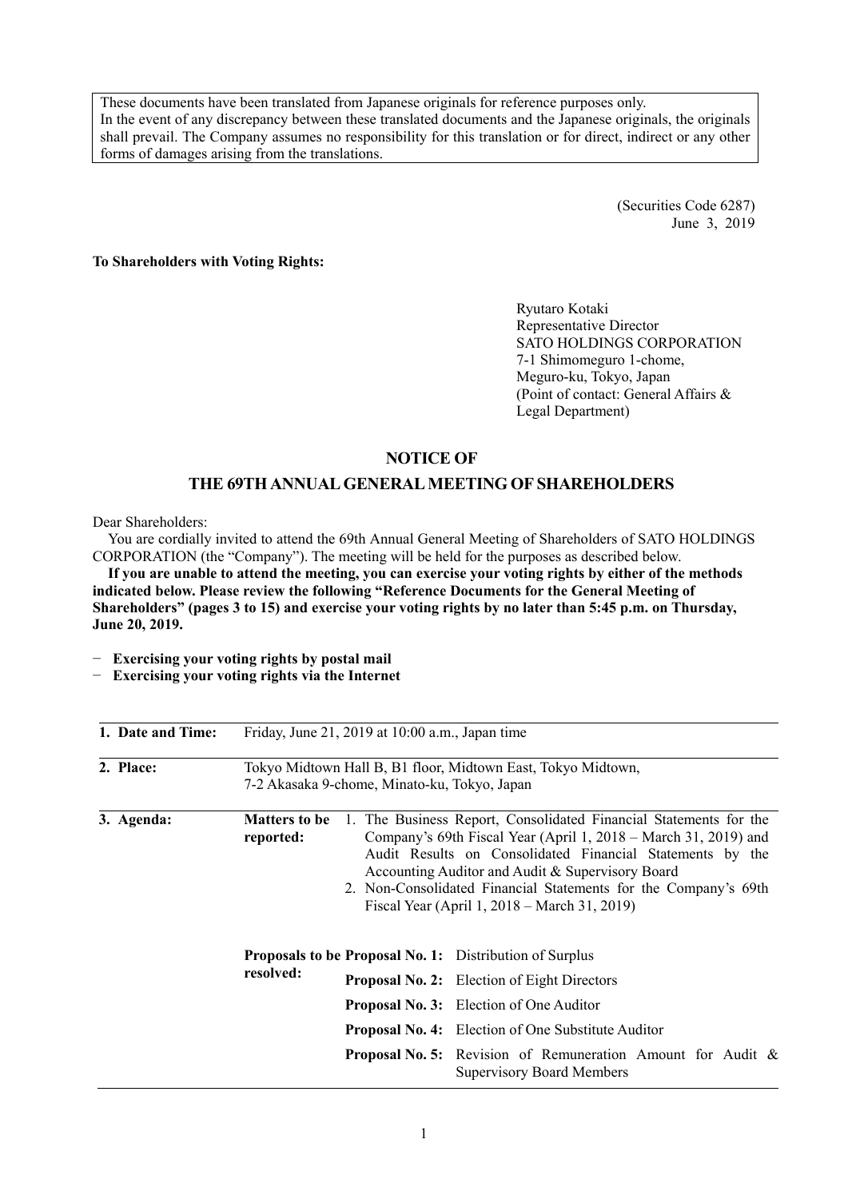These documents have been translated from Japanese originals for reference purposes only.
In the event of any discrepancy between these translated documents and the Japanese originals, the originals shall prevail. The Company assumes no responsibility for this translation or for direct, indirect or any other forms of damages arising from the translations.

(Securities Code 6287)
June 3, 2019

**To Shareholders with Voting Rights:**

Ryutaro Kotaki
Representative Director
SATO HOLDINGS CORPORATION
7-1 Shimomeguro 1-chome,
Meguro-ku, Tokyo, Japan
(Point of contact: General Affairs & Legal Department)

# NOTICE OF
# THE 69TH ANNUAL GENERAL MEETING OF SHAREHOLDERS

Dear Shareholders:

You are cordially invited to attend the 69th Annual General Meeting of Shareholders of SATO HOLDINGS CORPORATION (the "Company"). The meeting will be held for the purposes as described below.

**If you are unable to attend the meeting, you can exercise your voting rights by either of the methods indicated below. Please review the following "Reference Documents for the General Meeting of Shareholders" (pages 3 to 15) and exercise your voting rights by no later than 5:45 p.m. on Thursday, June 20, 2019.**

- **Exercising your voting rights by postal mail**
- **Exercising your voting rights via the Internet**

| | | | |
|---|---|---|---|
| **1. Date and Time:** | Friday, June 21, 2019 at 10:00 a.m., Japan time | | |
| **2. Place:** | Tokyo Midtown Hall B, B1 floor, Midtown East, Tokyo Midtown, 7-2 Akasaka 9-chome, Minato-ku, Tokyo, Japan | | |
| **3. Agenda:** | **Matters to be reported:** | 1. The Business Report, Consolidated Financial Statements for the Company's 69th Fiscal Year (April 1, 2018 – March 31, 2019) and Audit Results on Consolidated Financial Statements by the Accounting Auditor and Audit & Supervisory Board<br>2. Non-Consolidated Financial Statements for the Company's 69th Fiscal Year (April 1, 2018 – March 31, 2019) | |
| | **Proposals to be resolved:** | **Proposal No. 1:** | Distribution of Surplus |
| | | **Proposal No. 2:** | Election of Eight Directors |
| | | **Proposal No. 3:** | Election of One Auditor |
| | | **Proposal No. 4:** | Election of One Substitute Auditor |
| | | **Proposal No. 5:** | Revision of Remuneration Amount for Audit & Supervisory Board Members |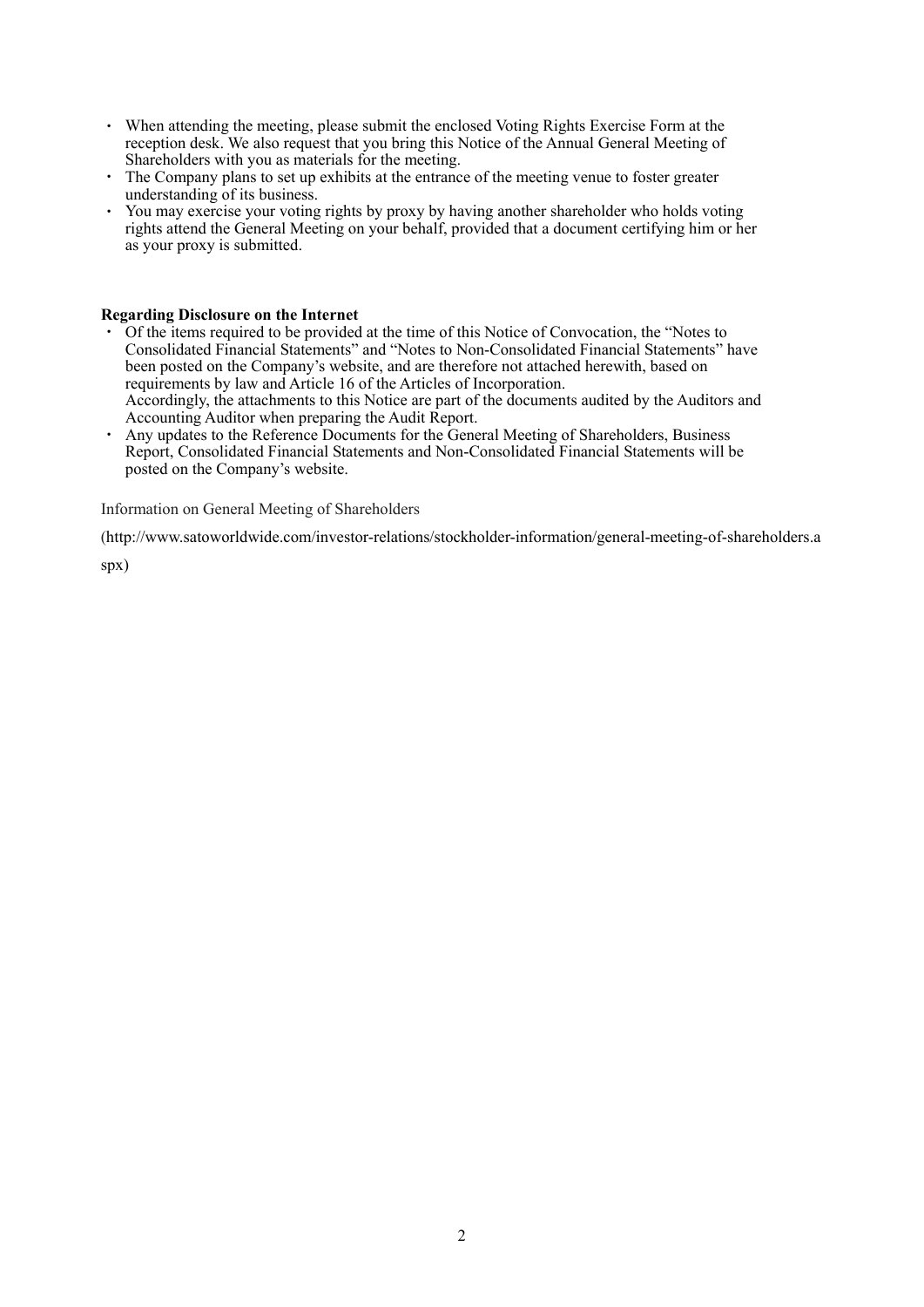- When attending the meeting, please submit the enclosed Voting Rights Exercise Form at the reception desk. We also request that you bring this Notice of the Annual General Meeting of Shareholders with you as materials for the meeting.
- The Company plans to set up exhibits at the entrance of the meeting venue to foster greater understanding of its business.
- You may exercise your voting rights by proxy by having another shareholder who holds voting rights attend the General Meeting on your behalf, provided that a document certifying him or her as your proxy is submitted.

**Regarding Disclosure on the Internet**

- Of the items required to be provided at the time of this Notice of Convocation, the "Notes to Consolidated Financial Statements" and "Notes to Non-Consolidated Financial Statements" have been posted on the Company's website, and are therefore not attached herewith, based on requirements by law and Article 16 of the Articles of Incorporation.
  Accordingly, the attachments to this Notice are part of the documents audited by the Auditors and Accounting Auditor when preparing the Audit Report.
- Any updates to the Reference Documents for the General Meeting of Shareholders, Business Report, Consolidated Financial Statements and Non-Consolidated Financial Statements will be posted on the Company's website.

Information on General Meeting of Shareholders

(http://www.satoworldwide.com/investor-relations/stockholder-information/general-meeting-of-shareholders.aspx)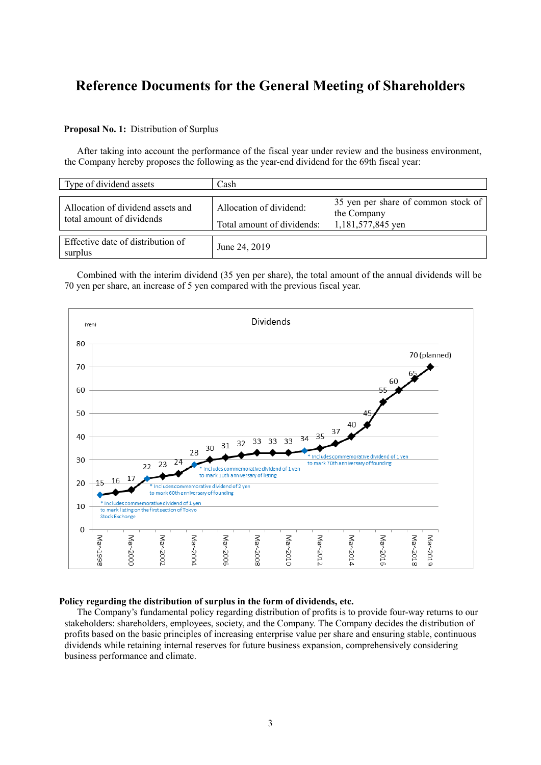# Reference Documents for the General Meeting of Shareholders

**Proposal No. 1:** Distribution of Surplus

After taking into account the performance of the fiscal year under review and the business environment, the Company hereby proposes the following as the year-end dividend for the 69th fiscal year:

| Type of dividend assets | Cash | |
|---|---|---|
| Allocation of dividend assets and total amount of dividends | Allocation of dividend: | 35 yen per share of common stock of the Company |
| | Total amount of dividends: | 1,181,577,845 yen |
| Effective date of distribution of surplus | June 24, 2019 | |

Combined with the interim dividend (35 yen per share), the total amount of the annual dividends will be 70 yen per share, an increase of 5 yen compared with the previous fiscal year.

**Dividends** (Yen)

| Mar-1998 | Mar-1999 | Mar-2000 | Mar-2001 | Mar-2002 | Mar-2003 | Mar-2004 | Mar-2005 | Mar-2006 | Mar-2007 | Mar-2008 | Mar-2009 | Mar-2010 | Mar-2011 | Mar-2012 | Mar-2013 | Mar-2014 | Mar-2015 | Mar-2016 | Mar-2017 | Mar-2018 | Mar-2019 |
|---|---|---|---|---|---|---|---|---|---|---|---|---|---|---|---|---|---|---|---|---|---|
| 15 | 16 | 17 | 22 | 23 | 24 | 28 | 30 | 31 | 32 | 33 | 33 | 33 | 34 | 35 | 37 | 40 | 45 | 55 | 60 | 65 | 70 (planned) |

\* Includes commemorative dividend of 1 yen to mark listing on the first section of Tokyo Stock Exchange

\* Includes commemorative dividend of 2 yen to mark 60th anniversary of founding

\* Includes commemorative dividend of 1 yen to mark 10th anniversary of listing

\* Includes commemorative dividend of 1 yen to mark 70th anniversary of founding

**Policy regarding the distribution of surplus in the form of dividends, etc.**

The Company's fundamental policy regarding distribution of profits is to provide four-way returns to our stakeholders: shareholders, employees, society, and the Company. The Company decides the distribution of profits based on the basic principles of increasing enterprise value per share and ensuring stable, continuous dividends while retaining internal reserves for future business expansion, comprehensively considering business performance and climate.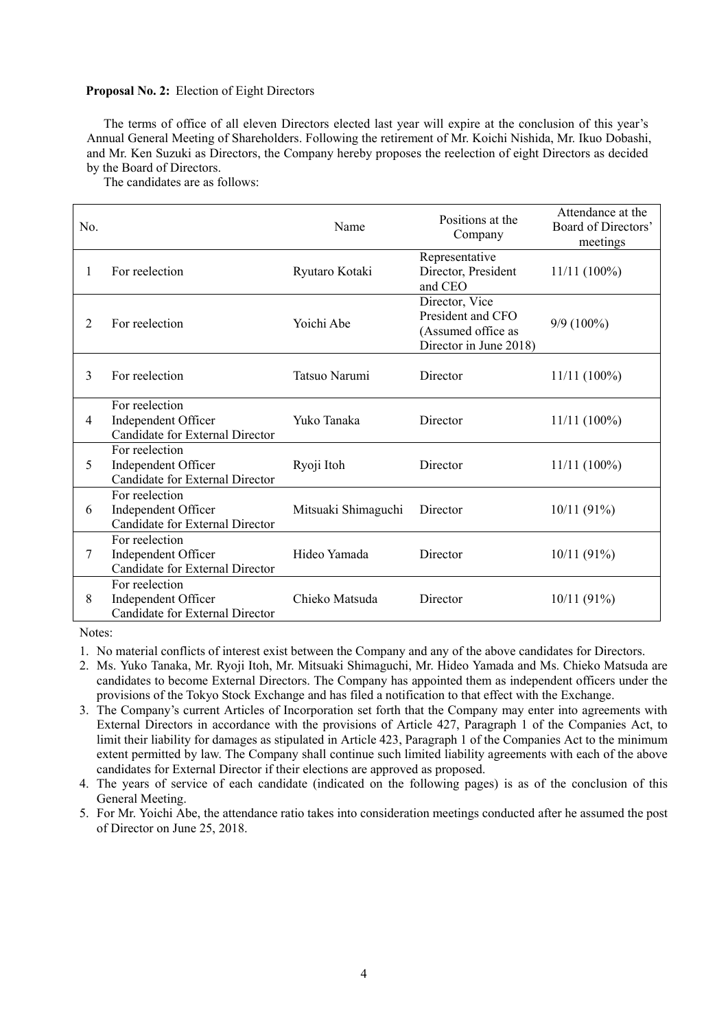**Proposal No. 2:** Election of Eight Directors

The terms of office of all eleven Directors elected last year will expire at the conclusion of this year's Annual General Meeting of Shareholders. Following the retirement of Mr. Koichi Nishida, Mr. Ikuo Dobashi, and Mr. Ken Suzuki as Directors, the Company hereby proposes the reelection of eight Directors as decided by the Board of Directors.

The candidates are as follows:

| No. | | Name | Positions at the Company | Attendance at the Board of Directors' meetings |
|---|---|---|---|---|
| 1 | For reelection | Ryutaro Kotaki | Representative Director, President and CEO | 11/11 (100%) |
| 2 | For reelection | Yoichi Abe | Director, Vice President and CFO (Assumed office as Director in June 2018) | 9/9 (100%) |
| 3 | For reelection | Tatsuo Narumi | Director | 11/11 (100%) |
| 4 | For reelection<br>Independent Officer<br>Candidate for External Director | Yuko Tanaka | Director | 11/11 (100%) |
| 5 | For reelection<br>Independent Officer<br>Candidate for External Director | Ryoji Itoh | Director | 11/11 (100%) |
| 6 | For reelection<br>Independent Officer<br>Candidate for External Director | Mitsuaki Shimaguchi | Director | 10/11 (91%) |
| 7 | For reelection<br>Independent Officer<br>Candidate for External Director | Hideo Yamada | Director | 10/11 (91%) |
| 8 | For reelection<br>Independent Officer<br>Candidate for External Director | Chieko Matsuda | Director | 10/11 (91%) |

Notes:

1. No material conflicts of interest exist between the Company and any of the above candidates for Directors.
2. Ms. Yuko Tanaka, Mr. Ryoji Itoh, Mr. Mitsuaki Shimaguchi, Mr. Hideo Yamada and Ms. Chieko Matsuda are candidates to become External Directors. The Company has appointed them as independent officers under the provisions of the Tokyo Stock Exchange and has filed a notification to that effect with the Exchange.
3. The Company's current Articles of Incorporation set forth that the Company may enter into agreements with External Directors in accordance with the provisions of Article 427, Paragraph 1 of the Companies Act, to limit their liability for damages as stipulated in Article 423, Paragraph 1 of the Companies Act to the minimum extent permitted by law. The Company shall continue such limited liability agreements with each of the above candidates for External Director if their elections are approved as proposed.
4. The years of service of each candidate (indicated on the following pages) is as of the conclusion of this General Meeting.
5. For Mr. Yoichi Abe, the attendance ratio takes into consideration meetings conducted after he assumed the post of Director on June 25, 2018.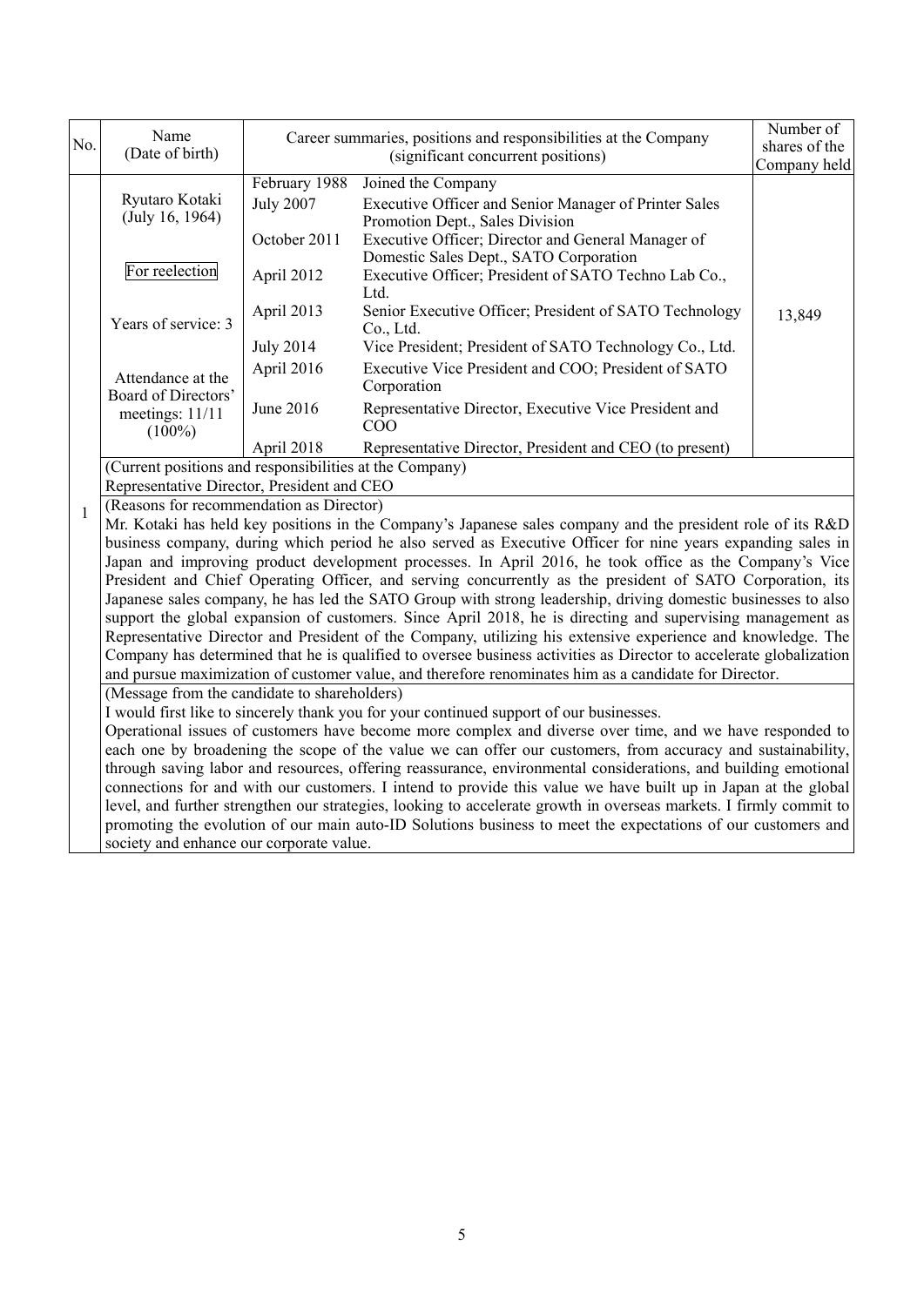| No. | Name (Date of birth) | Career summaries, positions and responsibilities at the Company (significant concurrent positions) | | Number of shares of the Company held |
|---|---|---|---|---|
| 1 | Ryutaro Kotaki (July 16, 1964)<br><br>For reelection<br><br>Years of service: 3<br><br>Attendance at the Board of Directors' meetings: 11/11 (100%) | February 1988 | Joined the Company | 13,849 |
| | | July 2007 | Executive Officer and Senior Manager of Printer Sales Promotion Dept., Sales Division | |
| | | October 2011 | Executive Officer; Director and General Manager of Domestic Sales Dept., SATO Corporation | |
| | | April 2012 | Executive Officer; President of SATO Techno Lab Co., Ltd. | |
| | | April 2013 | Senior Executive Officer; President of SATO Technology Co., Ltd. | |
| | | July 2014 | Vice President; President of SATO Technology Co., Ltd. | |
| | | April 2016 | Executive Vice President and COO; President of SATO Corporation | |
| | | June 2016 | Representative Director, Executive Vice President and COO | |
| | | April 2018 | Representative Director, President and CEO (to present) | |

(Current positions and responsibilities at the Company)

Representative Director, President and CEO

(Reasons for recommendation as Director)

Mr. Kotaki has held key positions in the Company's Japanese sales company and the president role of its R&D business company, during which period he also served as Executive Officer for nine years expanding sales in Japan and improving product development processes. In April 2016, he took office as the Company's Vice President and Chief Operating Officer, and serving concurrently as the president of SATO Corporation, its Japanese sales company, he has led the SATO Group with strong leadership, driving domestic businesses to also support the global expansion of customers. Since April 2018, he is directing and supervising management as Representative Director and President of the Company, utilizing his extensive experience and knowledge. The Company has determined that he is qualified to oversee business activities as Director to accelerate globalization and pursue maximization of customer value, and therefore renominates him as a candidate for Director.

(Message from the candidate to shareholders)

I would first like to sincerely thank you for your continued support of our businesses.

Operational issues of customers have become more complex and diverse over time, and we have responded to each one by broadening the scope of the value we can offer our customers, from accuracy and sustainability, through saving labor and resources, offering reassurance, environmental considerations, and building emotional connections for and with our customers. I intend to provide this value we have built up in Japan at the global level, and further strengthen our strategies, looking to accelerate growth in overseas markets. I firmly commit to promoting the evolution of our main auto-ID Solutions business to meet the expectations of our customers and society and enhance our corporate value.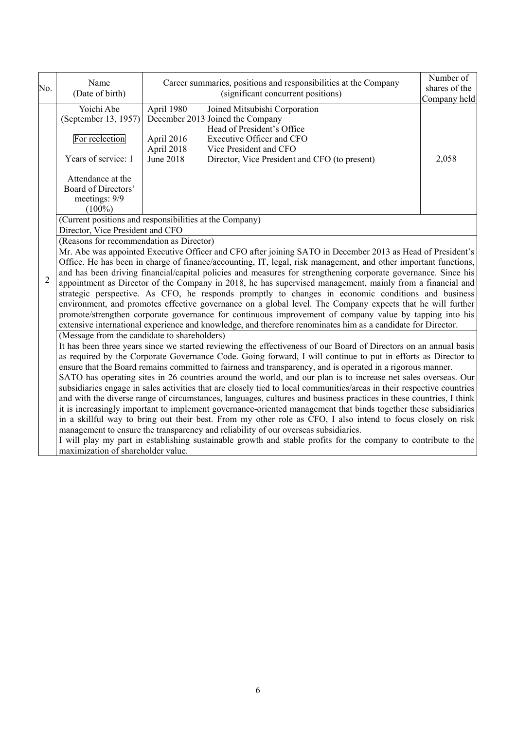| No. | Name (Date of birth) | Career summaries, positions and responsibilities at the Company (significant concurrent positions) | Number of shares of the Company held |
|---|---|---|---|
| 2 | Yoichi Abe (September 13, 1957)<br><br>For reelection<br><br>Years of service: 1<br><br>Attendance at the Board of Directors' meetings: 9/9 (100%) | April 1980 Joined Mitsubishi Corporation<br>December 2013 Joined the Company<br>Head of President's Office<br>April 2016 Executive Officer and CFO<br>April 2018 Vice President and CFO<br>June 2018 Director, Vice President and CFO (to present) | 2,058 |

(Current positions and responsibilities at the Company)

Director, Vice President and CFO

(Reasons for recommendation as Director)

Mr. Abe was appointed Executive Officer and CFO after joining SATO in December 2013 as Head of President's Office. He has been in charge of finance/accounting, IT, legal, risk management, and other important functions, and has been driving financial/capital policies and measures for strengthening corporate governance. Since his appointment as Director of the Company in 2018, he has supervised management, mainly from a financial and strategic perspective. As CFO, he responds promptly to changes in economic conditions and business environment, and promotes effective governance on a global level. The Company expects that he will further promote/strengthen corporate governance for continuous improvement of company value by tapping into his extensive international experience and knowledge, and therefore renominates him as a candidate for Director.

(Message from the candidate to shareholders)

It has been three years since we started reviewing the effectiveness of our Board of Directors on an annual basis as required by the Corporate Governance Code. Going forward, I will continue to put in efforts as Director to ensure that the Board remains committed to fairness and transparency, and is operated in a rigorous manner.

SATO has operating sites in 26 countries around the world, and our plan is to increase net sales overseas. Our subsidiaries engage in sales activities that are closely tied to local communities/areas in their respective countries and with the diverse range of circumstances, languages, cultures and business practices in these countries, I think it is increasingly important to implement governance-oriented management that binds together these subsidiaries in a skillful way to bring out their best. From my other role as CFO, I also intend to focus closely on risk management to ensure the transparency and reliability of our overseas subsidiaries.

I will play my part in establishing sustainable growth and stable profits for the company to contribute to the maximization of shareholder value.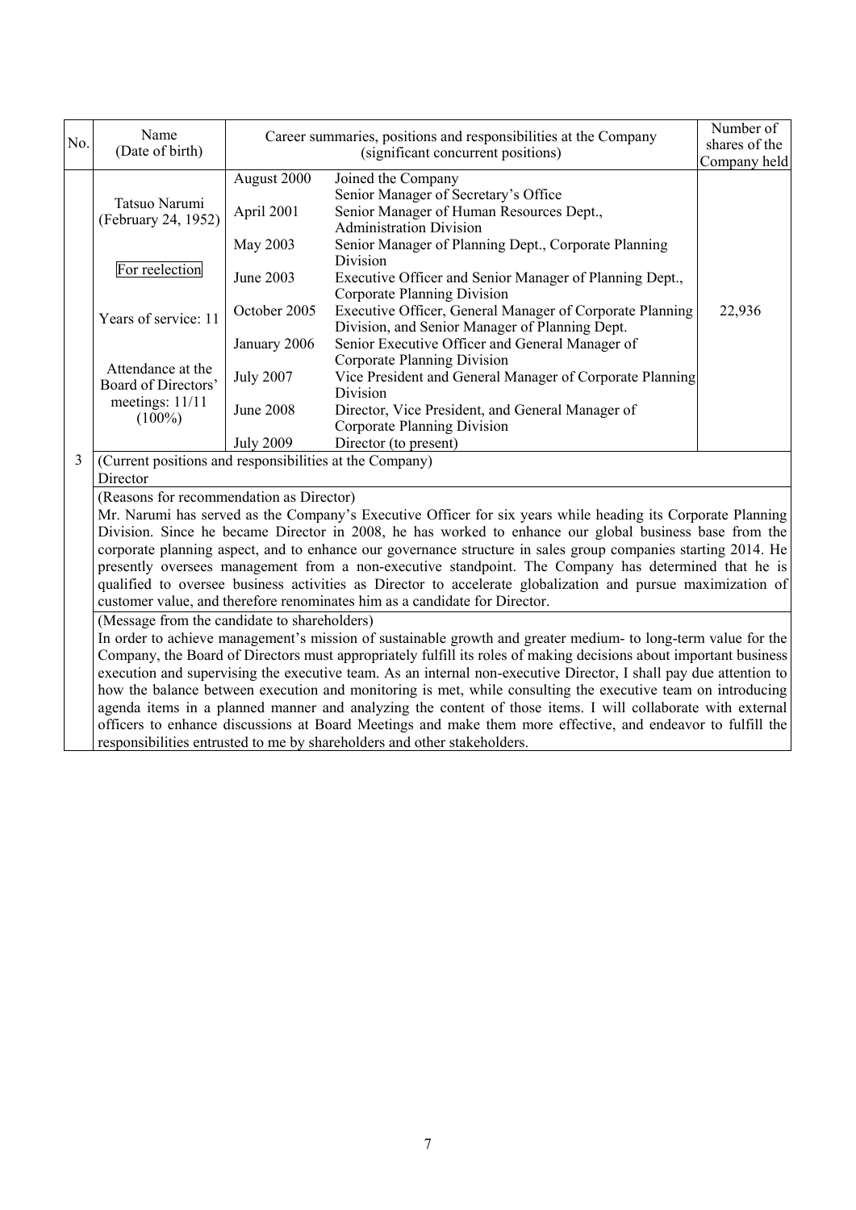| No. | Name (Date of birth) | Career summaries, positions and responsibilities at the Company (significant concurrent positions) | | Number of shares of the Company held |
|---|---|---|---|---|
| 3 | Tatsuo Narumi (February 24, 1952)<br><br>For reelection<br><br>Years of service: 11<br><br>Attendance at the Board of Directors' meetings: 11/11 (100%) | August 2000 | Joined the Company<br>Senior Manager of Secretary's Office | 22,936 |
| | | April 2001 | Senior Manager of Human Resources Dept., Administration Division | |
| | | May 2003 | Senior Manager of Planning Dept., Corporate Planning Division | |
| | | June 2003 | Executive Officer and Senior Manager of Planning Dept., Corporate Planning Division | |
| | | October 2005 | Executive Officer, General Manager of Corporate Planning Division, and Senior Manager of Planning Dept. | |
| | | January 2006 | Senior Executive Officer and General Manager of Corporate Planning Division | |
| | | July 2007 | Vice President and General Manager of Corporate Planning Division | |
| | | June 2008 | Director, Vice President, and General Manager of Corporate Planning Division | |
| | | July 2009 | Director (to present) | |

(Current positions and responsibilities at the Company)

Director

(Reasons for recommendation as Director)

Mr. Narumi has served as the Company's Executive Officer for six years while heading its Corporate Planning Division. Since he became Director in 2008, he has worked to enhance our global business base from the corporate planning aspect, and to enhance our governance structure in sales group companies starting 2014. He presently oversees management from a non-executive standpoint. The Company has determined that he is qualified to oversee business activities as Director to accelerate globalization and pursue maximization of customer value, and therefore renominates him as a candidate for Director.

(Message from the candidate to shareholders)

In order to achieve management's mission of sustainable growth and greater medium- to long-term value for the Company, the Board of Directors must appropriately fulfill its roles of making decisions about important business execution and supervising the executive team. As an internal non-executive Director, I shall pay due attention to how the balance between execution and monitoring is met, while consulting the executive team on introducing agenda items in a planned manner and analyzing the content of those items. I will collaborate with external officers to enhance discussions at Board Meetings and make them more effective, and endeavor to fulfill the responsibilities entrusted to me by shareholders and other stakeholders.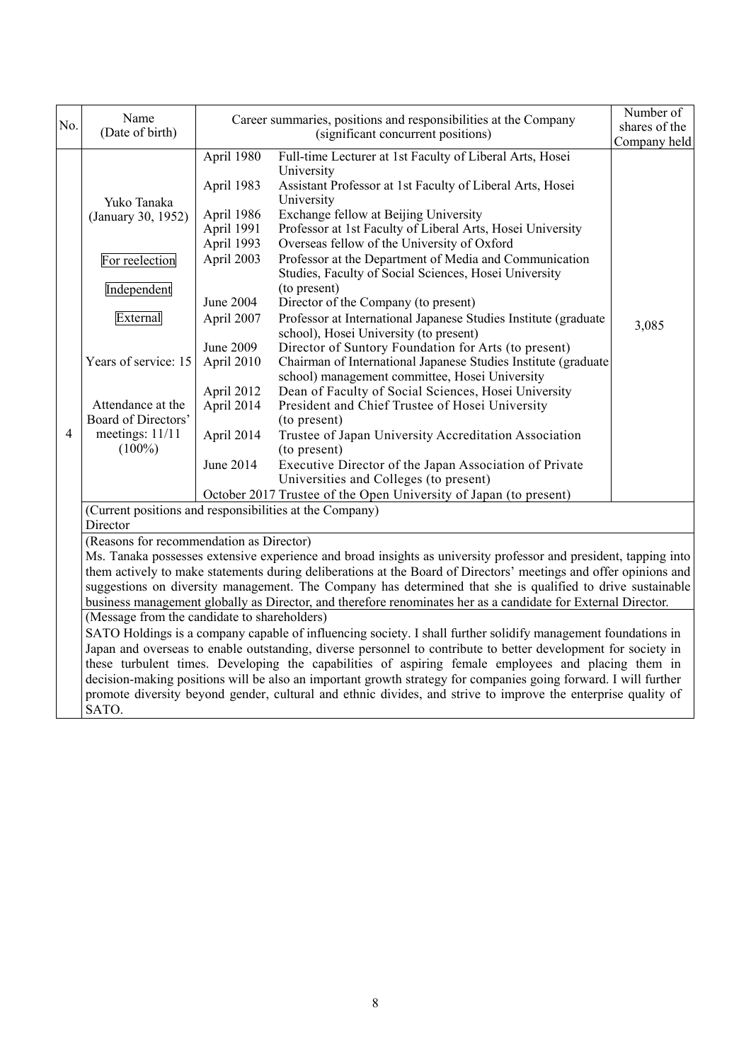| No. | Name (Date of birth) | Career summaries, positions and responsibilities at the Company (significant concurrent positions) | | Number of shares of the Company held |
|---|---|---|---|---|
| 4 | Yuko Tanaka (January 30, 1952)<br><br>For reelection<br><br>Independent<br><br>External<br><br>Years of service: 15<br><br>Attendance at the Board of Directors' meetings: 11/11 (100%) | April 1980 | Full-time Lecturer at 1st Faculty of Liberal Arts, Hosei University | 3,085 |
| | | April 1983 | Assistant Professor at 1st Faculty of Liberal Arts, Hosei University | |
| | | April 1986 | Exchange fellow at Beijing University | |
| | | April 1991 | Professor at 1st Faculty of Liberal Arts, Hosei University | |
| | | April 1993 | Overseas fellow of the University of Oxford | |
| | | April 2003 | Professor at the Department of Media and Communication Studies, Faculty of Social Sciences, Hosei University (to present) | |
| | | June 2004 | Director of the Company (to present) | |
| | | April 2007 | Professor at International Japanese Studies Institute (graduate school), Hosei University (to present) | |
| | | June 2009 | Director of Suntory Foundation for Arts (to present) | |
| | | April 2010 | Chairman of International Japanese Studies Institute (graduate school) management committee, Hosei University | |
| | | April 2012 | Dean of Faculty of Social Sciences, Hosei University | |
| | | April 2014 | President and Chief Trustee of Hosei University (to present) | |
| | | April 2014 | Trustee of Japan University Accreditation Association (to present) | |
| | | June 2014 | Executive Director of the Japan Association of Private Universities and Colleges (to present) | |
| | | October 2017 | Trustee of the Open University of Japan (to present) | |

(Current positions and responsibilities at the Company)
Director

(Reasons for recommendation as Director)
Ms. Tanaka possesses extensive experience and broad insights as university professor and president, tapping into them actively to make statements during deliberations at the Board of Directors' meetings and offer opinions and suggestions on diversity management. The Company has determined that she is qualified to drive sustainable business management globally as Director, and therefore renominates her as a candidate for External Director.

(Message from the candidate to shareholders)
SATO Holdings is a company capable of influencing society. I shall further solidify management foundations in Japan and overseas to enable outstanding, diverse personnel to contribute to better development for society in these turbulent times. Developing the capabilities of aspiring female employees and placing them in decision-making positions will be also an important growth strategy for companies going forward. I will further promote diversity beyond gender, cultural and ethnic divides, and strive to improve the enterprise quality of SATO.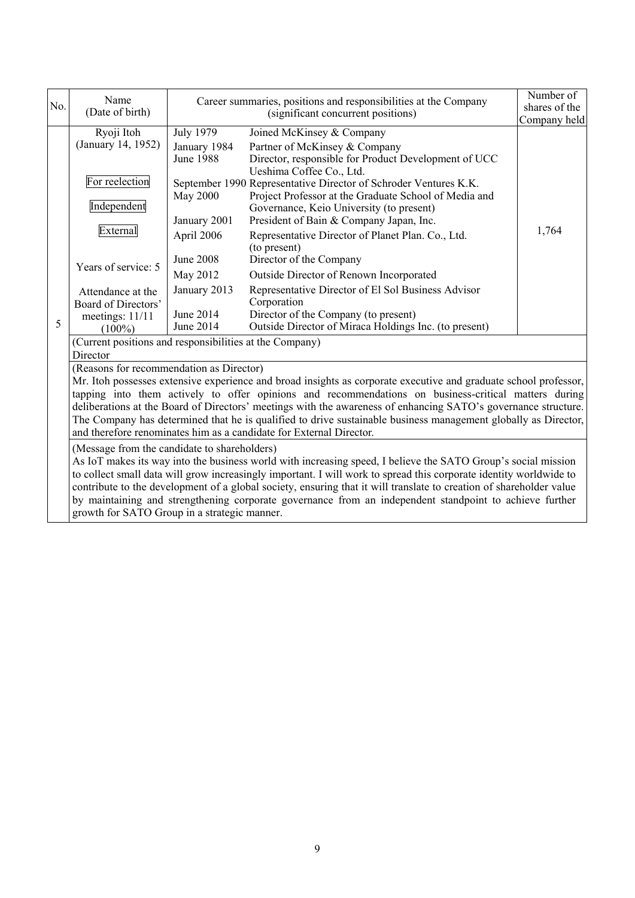| No. | Name (Date of birth) | Career summaries, positions and responsibilities at the Company (significant concurrent positions) | | Number of shares of the Company held |
|---|---|---|---|---|
| 5 | Ryoji Itoh (January 14, 1952)<br><br>For reelection<br><br>Independent<br><br>External<br><br>Years of service: 5<br><br>Attendance at the Board of Directors' meetings: 11/11 (100%) | July 1979<br>January 1984<br>June 1988<br><br>September 1990<br>May 2000<br><br>January 2001<br>April 2006<br><br>June 2008<br>May 2012<br>January 2013<br><br>June 2014<br>June 2014 | Joined McKinsey & Company<br>Partner of McKinsey & Company<br>Director, responsible for Product Development of UCC Ueshima Coffee Co., Ltd.<br>Representative Director of Schroder Ventures K.K.<br>Project Professor at the Graduate School of Media and Governance, Keio University (to present)<br>President of Bain & Company Japan, Inc.<br>Representative Director of Planet Plan. Co., Ltd. (to present)<br>Director of the Company<br>Outside Director of Renown Incorporated<br>Representative Director of El Sol Business Advisor Corporation<br>Director of the Company (to present)<br>Outside Director of Miraca Holdings Inc. (to present) | 1,764 |
| | (Current positions and responsibilities at the Company)<br>Director | | | |
| | (Reasons for recommendation as Director)<br>Mr. Itoh possesses extensive experience and broad insights as corporate executive and graduate school professor, tapping into them actively to offer opinions and recommendations on business-critical matters during deliberations at the Board of Directors' meetings with the awareness of enhancing SATO's governance structure. The Company has determined that he is qualified to drive sustainable business management globally as Director, and therefore renominates him as a candidate for External Director. | | | |
| | (Message from the candidate to shareholders)<br>As IoT makes its way into the business world with increasing speed, I believe the SATO Group's social mission to collect small data will grow increasingly important. I will work to spread this corporate identity worldwide to contribute to the development of a global society, ensuring that it will translate to creation of shareholder value by maintaining and strengthening corporate governance from an independent standpoint to achieve further growth for SATO Group in a strategic manner. | | | |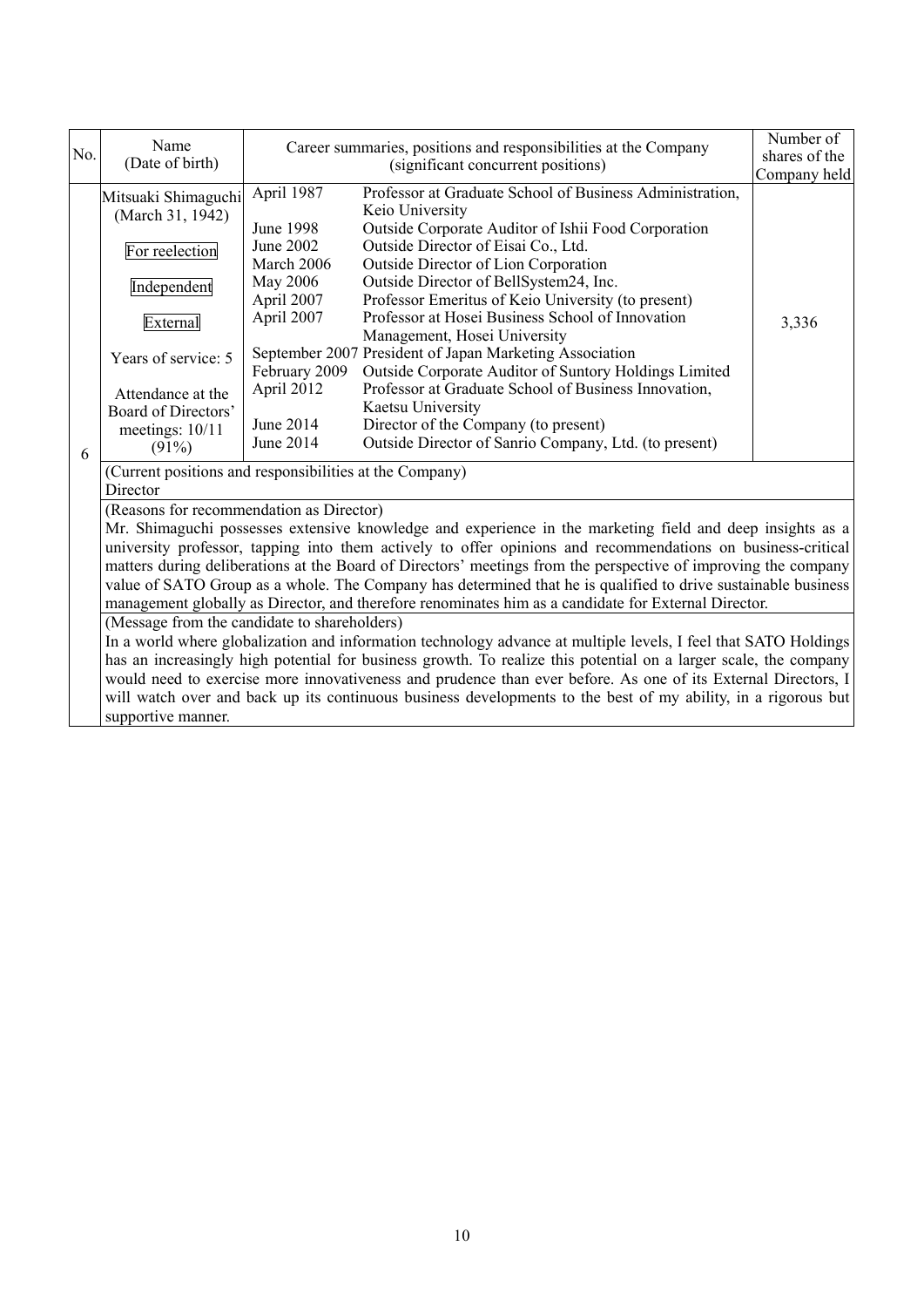| No. | Name (Date of birth) | Career summaries, positions and responsibilities at the Company (significant concurrent positions) | | Number of shares of the Company held |
|---|---|---|---|---|
| 6 | Mitsuaki Shimaguchi (March 31, 1942)<br><br>For reelection<br><br>Independent<br><br>External<br><br>Years of service: 5<br><br>Attendance at the Board of Directors' meetings: 10/11 (91%) | April 1987<br>June 1998<br>June 2002<br>March 2006<br>May 2006<br>April 2007<br>April 2007<br><br>September 2007<br>February 2009<br>April 2012<br><br>June 2014<br>June 2014 | Professor at Graduate School of Business Administration, Keio University<br>Outside Corporate Auditor of Ishii Food Corporation<br>Outside Director of Eisai Co., Ltd.<br>Outside Director of Lion Corporation<br>Outside Director of BellSystem24, Inc.<br>Professor Emeritus of Keio University (to present)<br>Professor at Hosei Business School of Innovation Management, Hosei University<br>President of Japan Marketing Association<br>Outside Corporate Auditor of Suntory Holdings Limited<br>Professor at Graduate School of Business Innovation, Kaetsu University<br>Director of the Company (to present)<br>Outside Director of Sanrio Company, Ltd. (to present) | 3,336 |
| | (Current positions and responsibilities at the Company)<br>Director | | | |
| | (Reasons for recommendation as Director)<br>Mr. Shimaguchi possesses extensive knowledge and experience in the marketing field and deep insights as a university professor, tapping into them actively to offer opinions and recommendations on business-critical matters during deliberations at the Board of Directors' meetings from the perspective of improving the company value of SATO Group as a whole. The Company has determined that he is qualified to drive sustainable business management globally as Director, and therefore renominates him as a candidate for External Director. | | | |
| | (Message from the candidate to shareholders)<br>In a world where globalization and information technology advance at multiple levels, I feel that SATO Holdings has an increasingly high potential for business growth. To realize this potential on a larger scale, the company would need to exercise more innovativeness and prudence than ever before. As one of its External Directors, I will watch over and back up its continuous business developments to the best of my ability, in a rigorous but supportive manner. | | | |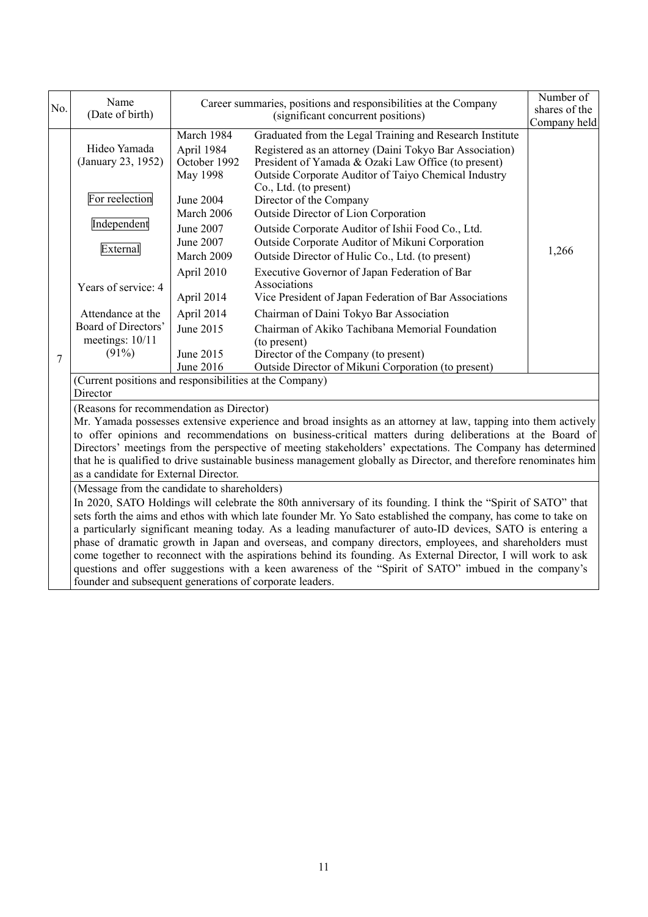| No. | Name (Date of birth) | Career summaries, positions and responsibilities at the Company (significant concurrent positions) | | Number of shares of the Company held |
|---|---|---|---|---|
| 7 | Hideo Yamada (January 23, 1952)<br><br>For reelection<br><br>Independent<br><br>External<br><br>Years of service: 4<br><br>Attendance at the Board of Directors' meetings: 10/11 (91%) | March 1984<br>April 1984<br>October 1992<br>May 1998<br><br>June 2004<br>March 2006<br>June 2007<br>June 2007<br>March 2009<br>April 2010<br><br>April 2014<br>April 2014<br>June 2015<br><br>June 2015<br>June 2016 | Graduated from the Legal Training and Research Institute<br>Registered as an attorney (Daini Tokyo Bar Association)<br>President of Yamada & Ozaki Law Office (to present)<br>Outside Corporate Auditor of Taiyo Chemical Industry Co., Ltd. (to present)<br>Director of the Company<br>Outside Director of Lion Corporation<br>Outside Corporate Auditor of Ishii Food Co., Ltd.<br>Outside Corporate Auditor of Mikuni Corporation<br>Outside Director of Hulic Co., Ltd. (to present)<br>Executive Governor of Japan Federation of Bar Associations<br>Vice President of Japan Federation of Bar Associations<br>Chairman of Daini Tokyo Bar Association<br>Chairman of Akiko Tachibana Memorial Foundation (to present)<br>Director of the Company (to present)<br>Outside Director of Mikuni Corporation (to present) | 1,266 |
| | (Current positions and responsibilities at the Company)<br>Director | | | |
| | (Reasons for recommendation as Director)<br>Mr. Yamada possesses extensive experience and broad insights as an attorney at law, tapping into them actively to offer opinions and recommendations on business-critical matters during deliberations at the Board of Directors' meetings from the perspective of meeting stakeholders' expectations. The Company has determined that he is qualified to drive sustainable business management globally as Director, and therefore renominates him as a candidate for External Director. | | | |
| | (Message from the candidate to shareholders)<br>In 2020, SATO Holdings will celebrate the 80th anniversary of its founding. I think the "Spirit of SATO" that sets forth the aims and ethos with which late founder Mr. Yo Sato established the company, has come to take on a particularly significant meaning today. As a leading manufacturer of auto-ID devices, SATO is entering a phase of dramatic growth in Japan and overseas, and company directors, employees, and shareholders must come together to reconnect with the aspirations behind its founding. As External Director, I will work to ask questions and offer suggestions with a keen awareness of the "Spirit of SATO" imbued in the company's founder and subsequent generations of corporate leaders. | | | |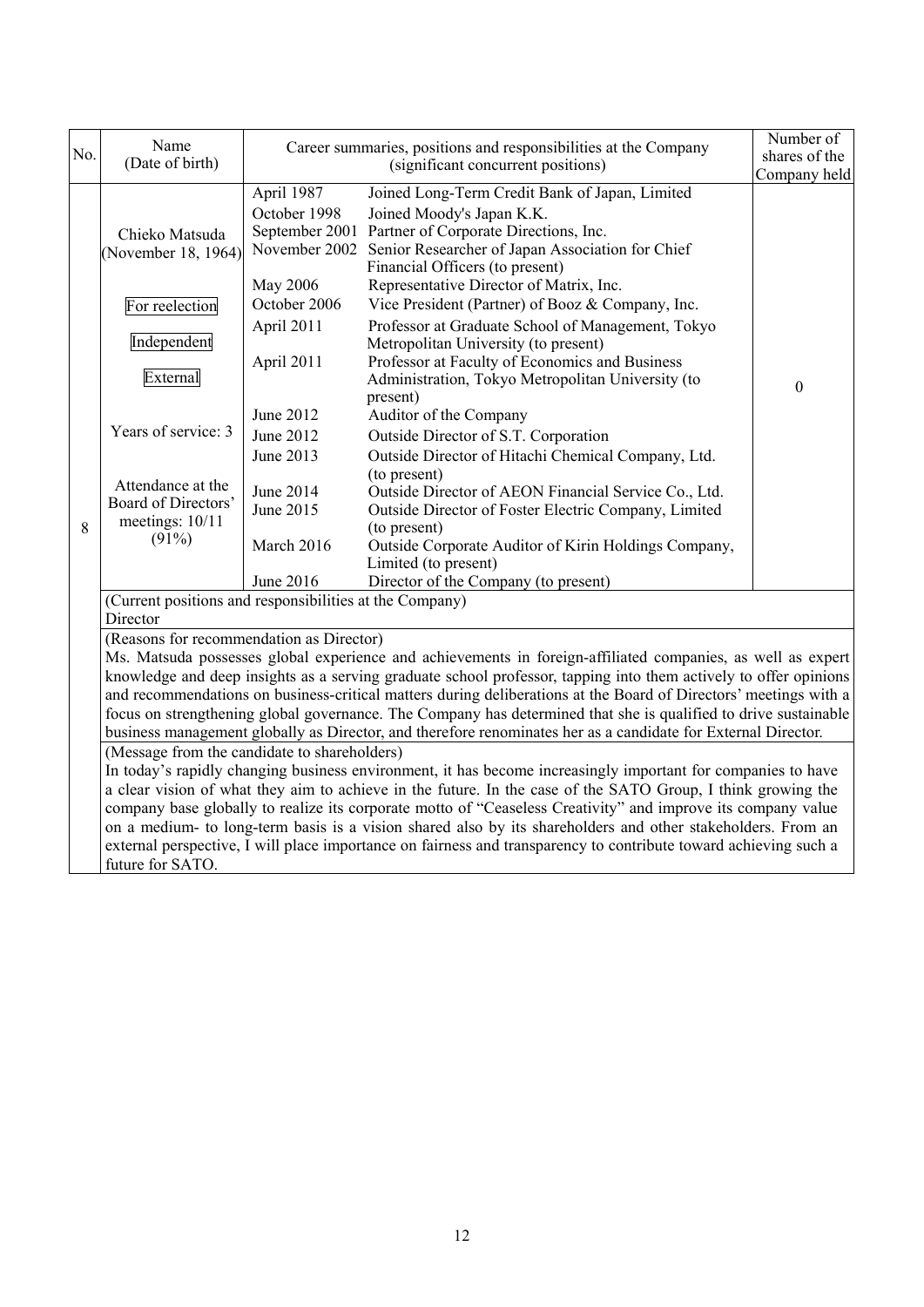| No. | Name (Date of birth) | Career summaries, positions and responsibilities at the Company (significant concurrent positions) | | Number of shares of the Company held |
|---|---|---|---|---|
| 8 | Chieko Matsuda (November 18, 1964)<br><br>For reelection<br>Independent<br>External<br><br>Years of service: 3<br><br>Attendance at the Board of Directors' meetings: 10/11 (91%) | April 1987 | Joined Long-Term Credit Bank of Japan, Limited | 0 |
| | | October 1998 | Joined Moody's Japan K.K. | |
| | | September 2001 | Partner of Corporate Directions, Inc. | |
| | | November 2002 | Senior Researcher of Japan Association for Chief Financial Officers (to present) | |
| | | May 2006 | Representative Director of Matrix, Inc. | |
| | | October 2006 | Vice President (Partner) of Booz & Company, Inc. | |
| | | April 2011 | Professor at Graduate School of Management, Tokyo Metropolitan University (to present) | |
| | | April 2011 | Professor at Faculty of Economics and Business Administration, Tokyo Metropolitan University (to present) | |
| | | June 2012 | Auditor of the Company | |
| | | June 2012 | Outside Director of S.T. Corporation | |
| | | June 2013 | Outside Director of Hitachi Chemical Company, Ltd. (to present) | |
| | | June 2014 | Outside Director of AEON Financial Service Co., Ltd. | |
| | | June 2015 | Outside Director of Foster Electric Company, Limited (to present) | |
| | | March 2016 | Outside Corporate Auditor of Kirin Holdings Company, Limited (to present) | |
| | | June 2016 | Director of the Company (to present) | |
| | (Current positions and responsibilities at the Company)<br>Director | | | |
| | (Reasons for recommendation as Director)<br>Ms. Matsuda possesses global experience and achievements in foreign-affiliated companies, as well as expert knowledge and deep insights as a serving graduate school professor, tapping into them actively to offer opinions and recommendations on business-critical matters during deliberations at the Board of Directors' meetings with a focus on strengthening global governance. The Company has determined that she is qualified to drive sustainable business management globally as Director, and therefore renominates her as a candidate for External Director. | | | |
| | (Message from the candidate to shareholders)<br>In today's rapidly changing business environment, it has become increasingly important for companies to have a clear vision of what they aim to achieve in the future. In the case of the SATO Group, I think growing the company base globally to realize its corporate motto of "Ceaseless Creativity" and improve its company value on a medium- to long-term basis is a vision shared also by its shareholders and other stakeholders. From an external perspective, I will place importance on fairness and transparency to contribute toward achieving such a future for SATO. | | | |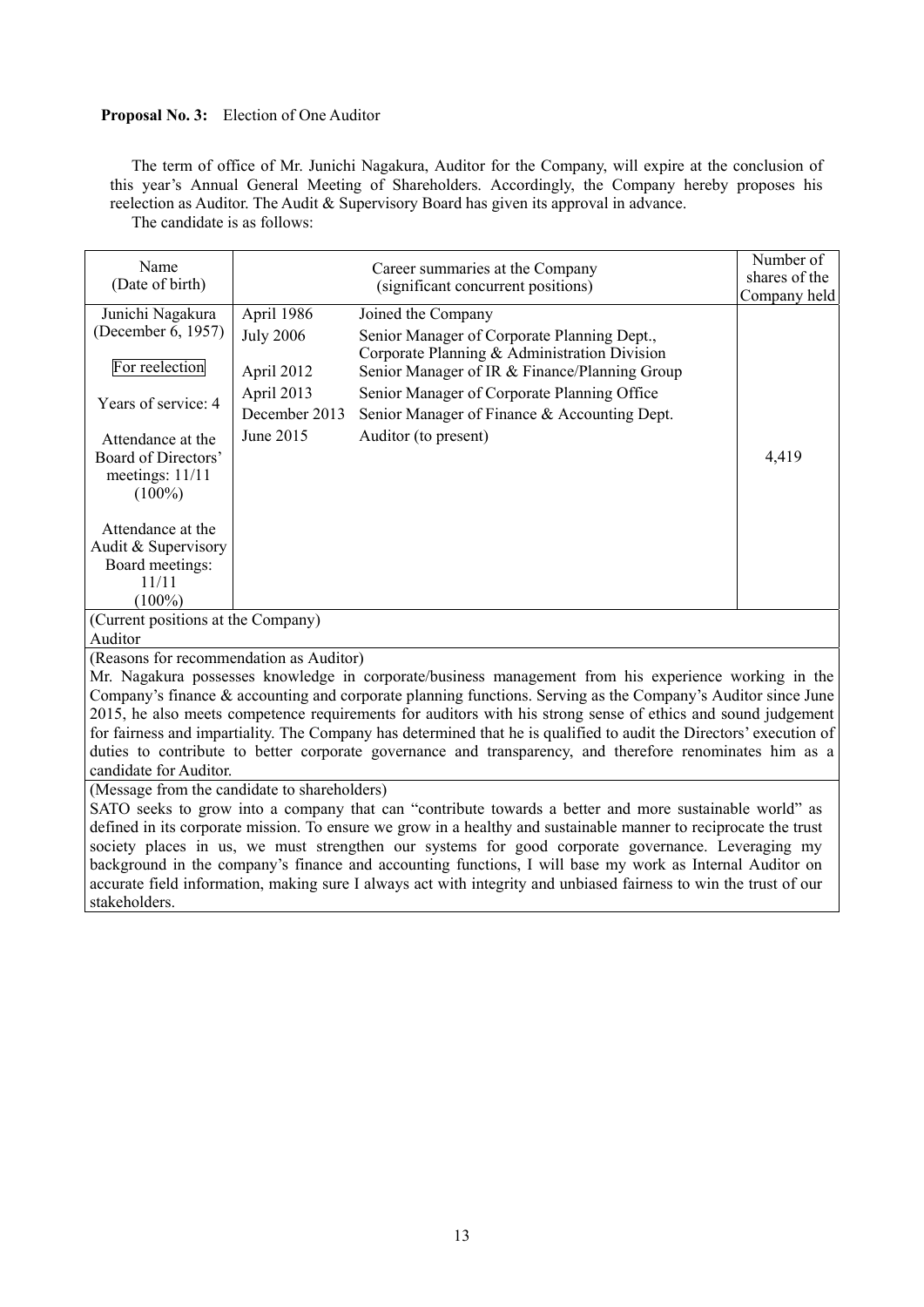**Proposal No. 3:** Election of One Auditor

The term of office of Mr. Junichi Nagakura, Auditor for the Company, will expire at the conclusion of this year's Annual General Meeting of Shareholders. Accordingly, the Company hereby proposes his reelection as Auditor. The Audit & Supervisory Board has given its approval in advance.

The candidate is as follows:

| Name (Date of birth) | Career summaries at the Company (significant concurrent positions) | | Number of shares of the Company held |
|---|---|---|---|
| Junichi Nagakura (December 6, 1957)<br><br>For reelection<br><br>Years of service: 4<br><br>Attendance at the Board of Directors' meetings: 11/11 (100%)<br><br>Attendance at the Audit & Supervisory Board meetings: 11/11 (100%) | April 1986<br>July 2006<br><br>April 2012<br>April 2013<br>December 2013<br>June 2015 | Joined the Company<br>Senior Manager of Corporate Planning Dept., Corporate Planning & Administration Division<br>Senior Manager of IR & Finance/Planning Group<br>Senior Manager of Corporate Planning Office<br>Senior Manager of Finance & Accounting Dept.<br>Auditor (to present) | 4,419 |

(Current positions at the Company)

Auditor

(Reasons for recommendation as Auditor)

Mr. Nagakura possesses knowledge in corporate/business management from his experience working in the Company's finance & accounting and corporate planning functions. Serving as the Company's Auditor since June 2015, he also meets competence requirements for auditors with his strong sense of ethics and sound judgement for fairness and impartiality. The Company has determined that he is qualified to audit the Directors' execution of duties to contribute to better corporate governance and transparency, and therefore renominates him as a candidate for Auditor.

(Message from the candidate to shareholders)

SATO seeks to grow into a company that can "contribute towards a better and more sustainable world" as defined in its corporate mission. To ensure we grow in a healthy and sustainable manner to reciprocate the trust society places in us, we must strengthen our systems for good corporate governance. Leveraging my background in the company's finance and accounting functions, I will base my work as Internal Auditor on accurate field information, making sure I always act with integrity and unbiased fairness to win the trust of our stakeholders.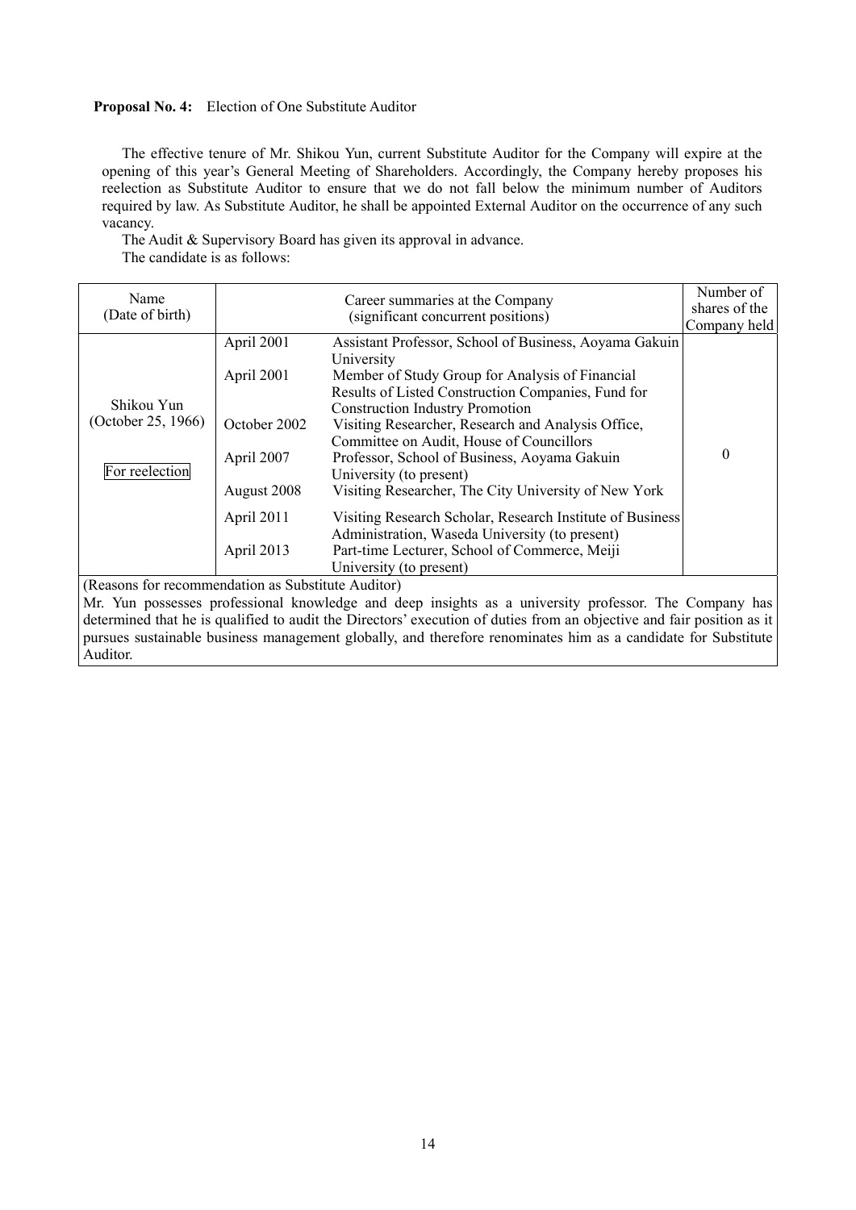**Proposal No. 4:** Election of One Substitute Auditor

The effective tenure of Mr. Shikou Yun, current Substitute Auditor for the Company will expire at the opening of this year's General Meeting of Shareholders. Accordingly, the Company hereby proposes his reelection as Substitute Auditor to ensure that we do not fall below the minimum number of Auditors required by law. As Substitute Auditor, he shall be appointed External Auditor on the occurrence of any such vacancy.

The Audit & Supervisory Board has given its approval in advance.

The candidate is as follows:

| Name (Date of birth) | Career summaries at the Company (significant concurrent positions) | | Number of shares of the Company held |
|---|---|---|---|
| Shikou Yun (October 25, 1966) For reelection | April 2001 | Assistant Professor, School of Business, Aoyama Gakuin University | 0 |
| | April 2001 | Member of Study Group for Analysis of Financial Results of Listed Construction Companies, Fund for Construction Industry Promotion | |
| | October 2002 | Visiting Researcher, Research and Analysis Office, Committee on Audit, House of Councillors | |
| | April 2007 | Professor, School of Business, Aoyama Gakuin University (to present) | |
| | August 2008 | Visiting Researcher, The City University of New York | |
| | April 2011 | Visiting Research Scholar, Research Institute of Business Administration, Waseda University (to present) | |
| | April 2013 | Part-time Lecturer, School of Commerce, Meiji University (to present) | |

(Reasons for recommendation as Substitute Auditor)

Mr. Yun possesses professional knowledge and deep insights as a university professor. The Company has determined that he is qualified to audit the Directors' execution of duties from an objective and fair position as it pursues sustainable business management globally, and therefore renominates him as a candidate for Substitute Auditor.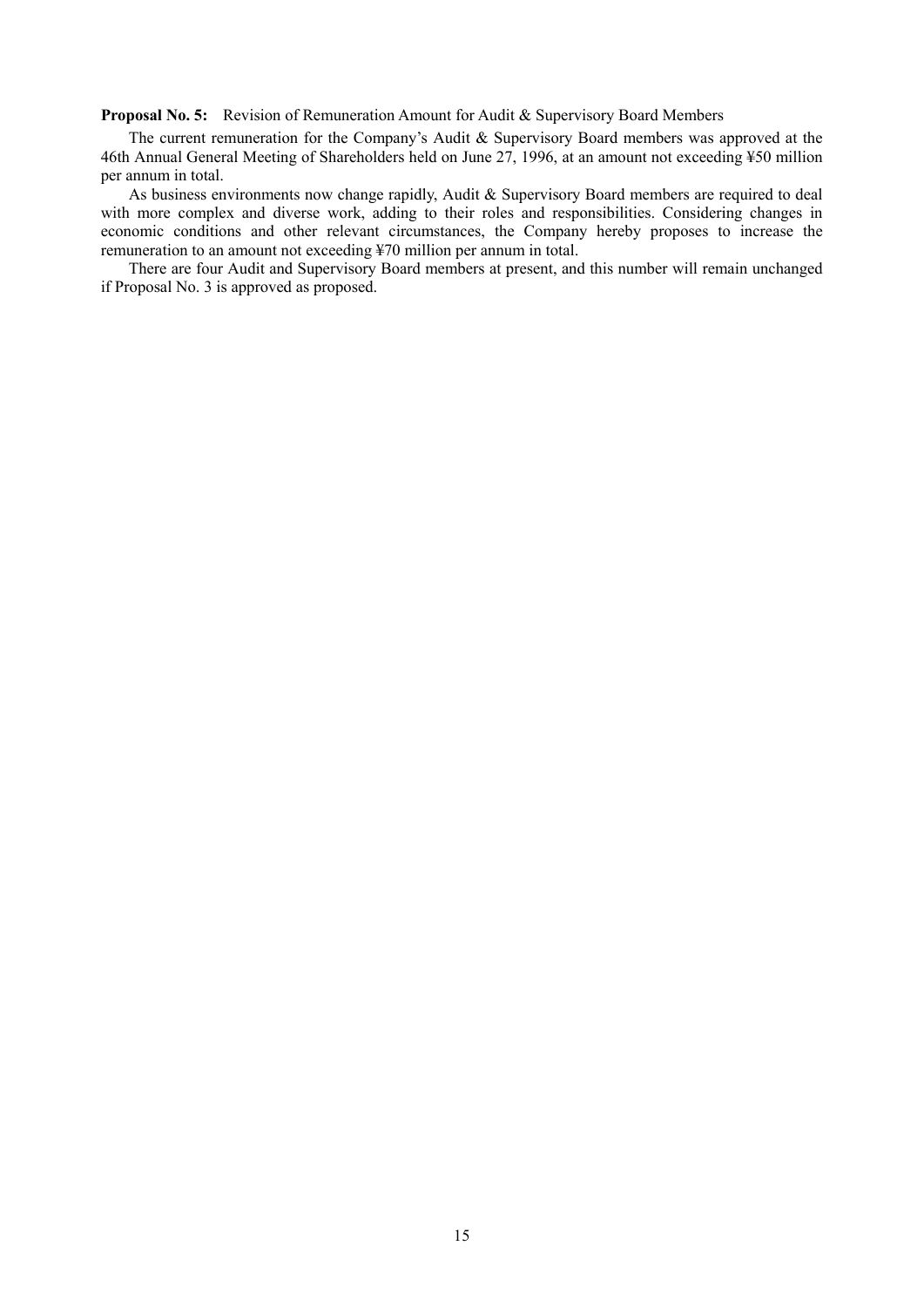**Proposal No. 5:** Revision of Remuneration Amount for Audit & Supervisory Board Members

The current remuneration for the Company's Audit & Supervisory Board members was approved at the 46th Annual General Meeting of Shareholders held on June 27, 1996, at an amount not exceeding ¥50 million per annum in total.

As business environments now change rapidly, Audit & Supervisory Board members are required to deal with more complex and diverse work, adding to their roles and responsibilities. Considering changes in economic conditions and other relevant circumstances, the Company hereby proposes to increase the remuneration to an amount not exceeding ¥70 million per annum in total.

There are four Audit and Supervisory Board members at present, and this number will remain unchanged if Proposal No. 3 is approved as proposed.